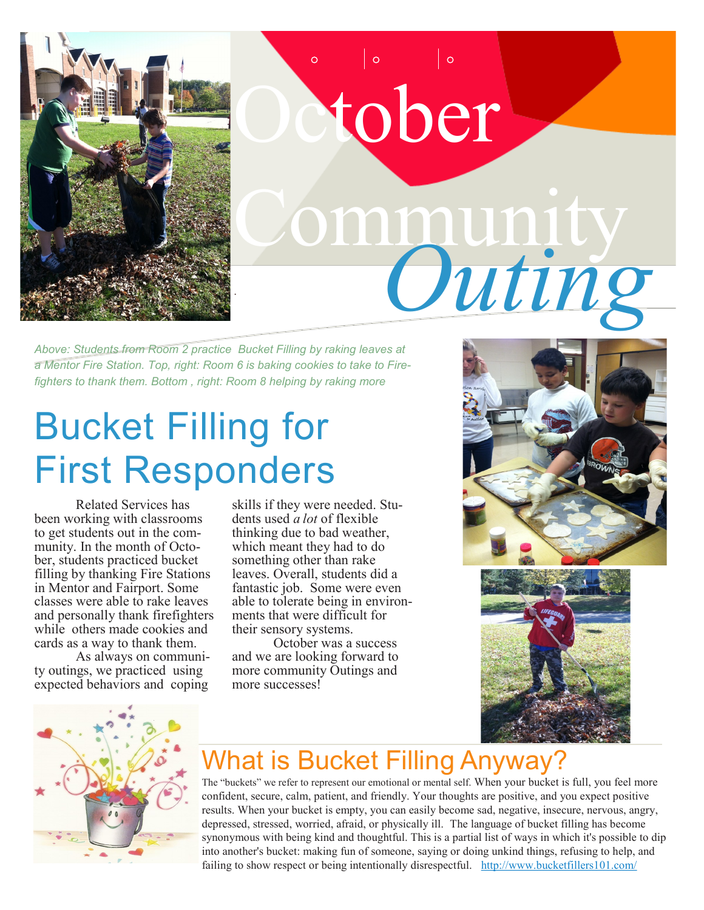# October Community *Outing*

*Above: Students from Room 2 practice Bucket Filling by raking leaves at a Mentor Fire Station. Top, right: Room 6 is baking cookies to take to Firefighters to thank them. Bottom , right: Room 8 helping by raking more*

## Bucket Filling for First Responders

Related Services has been working with classrooms to get students out in the community. In the month of October, students practiced bucket filling by thanking Fire Stations in Mentor and Fairport. Some classes were able to rake leaves and personally thank firefighters while others made cookies and cards as a way to thank them.

As always on community outings, we practiced using expected behaviors and coping skills if they were needed. Students used *a lot* of flexible thinking due to bad weather, which meant they had to do something other than rake leaves. Overall, students did a fantastic job. Some were even able to tolerate being in environments that were difficult for their sensory systems.

October was a success and we are looking forward to more community Outings and more successes!

## What is Bucket Filling Anyway?

The "buckets" we refer to represent our emotional or mental self. When your bucket is full, you feel more confident, secure, calm, patient, and friendly. Your thoughts are positive, and you expect positive results. When your bucket is empty, you can easily become sad, negative, insecure, nervous, angry, depressed, stressed, worried, afraid, or physically ill. The language of bucket filling has become synonymous with being kind and thoughtful. This is a partial list of ways in which it's possible to dip into another's bucket: making fun of someone, saying or doing unkind things, refusing to help, and failing to show respect or being intentionally disrespectful. http://www.bucketfillers101.com/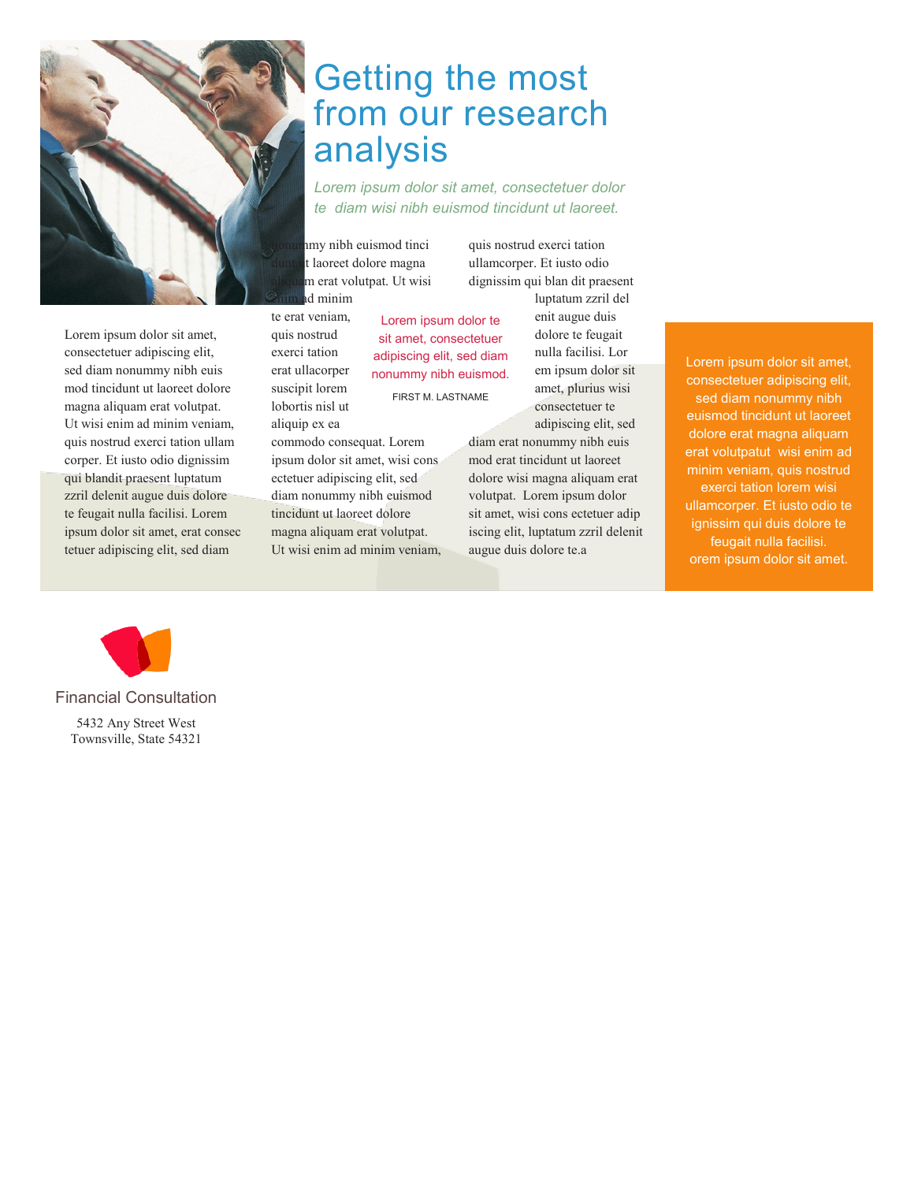# Getting the most from our research analysis

*Lorem ipsum dolor sit amet, consectetuer dolor te diam wisi nibh euismod tincidunt ut laoreet.*

Lorem ipsum dolor sit amet, consectetuer adipiscing elit, sed diam nonummy nibh euis mod tincidunt ut laoreet dolore magna aliquam erat volutpat. Ut wisi enim ad minim veniam, quis nostrud exerci tation ullam corper. Et iusto odio dignissim qui blandit praesent luptatum zzril delenit augue duis dolore te feugait nulla facilisi. Lorem ipsum dolor sit amet, erat consec tetuer adipiscing elit, sed diam

nonummy nibh euismod tinci dunt ut laoreet dolore magna aliquam erat volutpat. Ut wisi enim ad minim te erat veniam, quis nostrud exerci tation erat ullacorper suscipit lorem lobortis nisl ut aliquip ex ea commodo consequat. Lorem ipsum dolor sit amet, wisi cons ectetuer adipiscing elit, sed diam nonummy nibh euismod tincidunt ut laoreet dolore magna aliquam erat volutpat. Ut wisi enim ad minim veniam,

> Lorem ipsum dolor te sit amet, consectetuer adipiscing elit, sed diam nonummy nibh euismod.
>
> FIRST M. LASTNAME

quis nostrud exerci tation ullamcorper. Et iusto odio dignissim qui blan dit praesent luptatum zzril del enit augue duis dolore te feugait nulla facilisi. Lor em ipsum dolor sit amet, plurius wisi consectetuer te adipiscing elit, sed diam erat nonummy nibh euis mod erat tincidunt ut laoreet dolore wisi magna aliquam erat volutpat. Lorem ipsum dolor sit amet, wisi cons ectetuer adip iscing elit, luptatum zzril delenit augue duis dolore te.a

Lorem ipsum dolor sit amet, consectetuer adipiscing elit, sed diam nonummy nibh euismod tincidunt ut laoreet dolore erat magna aliquam erat volutpatut wisi enim ad minim veniam, quis nostrud exerci tation lorem wisi ullamcorper. Et iusto odio te ignissim qui duis dolore te feugait nulla facilisi. orem ipsum dolor sit amet.

Financial Consultation

5432 Any Street West
Townsville, State 54321